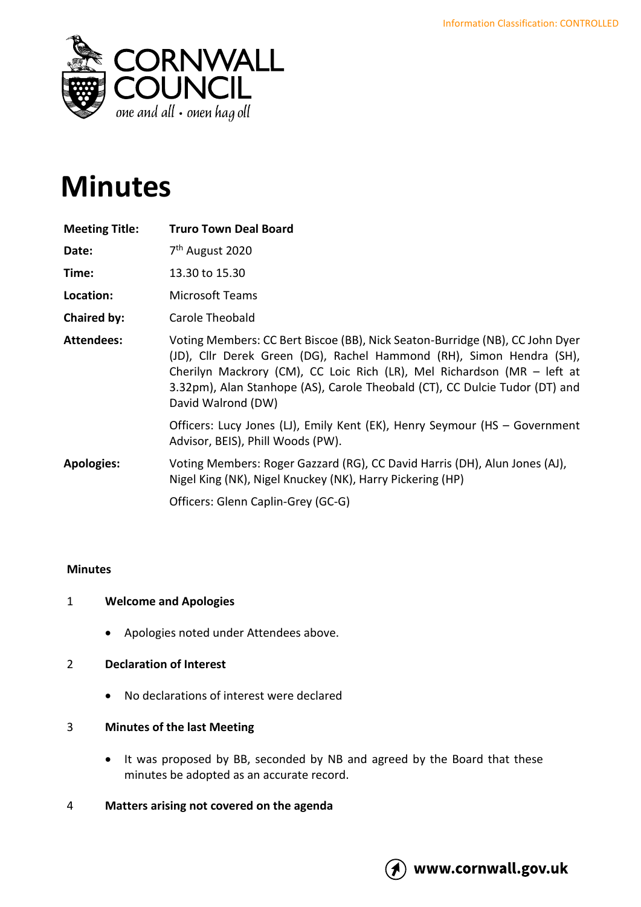Information Classification: CONTROLLED

CORNWALL COUNCIL

*one and all • onen hag oll*

# Minutes

| | |
|---|---|
| **Meeting Title:** | **Truro Town Deal Board** |
| **Date:** | 7th August 2020 |
| **Time:** | 13.30 to 15.30 |
| **Location:** | Microsoft Teams |
| **Chaired by:** | Carole Theobald |
| **Attendees:** | Voting Members: CC Bert Biscoe (BB), Nick Seaton-Burridge (NB), CC John Dyer (JD), Cllr Derek Green (DG), Rachel Hammond (RH), Simon Hendra (SH), Cherilyn Mackrory (CM), CC Loic Rich (LR), Mel Richardson (MR – left at 3.32pm), Alan Stanhope (AS), Carole Theobald (CT), CC Dulcie Tudor (DT) and David Walrond (DW) |
| | Officers: Lucy Jones (LJ), Emily Kent (EK), Henry Seymour (HS – Government Advisor, BEIS), Phill Woods (PW). |
| **Apologies:** | Voting Members: Roger Gazzard (RG), CC David Harris (DH), Alun Jones (AJ), Nigel King (NK), Nigel Knuckey (NK), Harry Pickering (HP) |
| | Officers: Glenn Caplin-Grey (GC-G) |

**Minutes**

## 1 Welcome and Apologies

- Apologies noted under Attendees above.

## 2 Declaration of Interest

- No declarations of interest were declared

## 3 Minutes of the last Meeting

- It was proposed by BB, seconded by NB and agreed by the Board that these minutes be adopted as an accurate record.

## 4 Matters arising not covered on the agenda

www.cornwall.gov.uk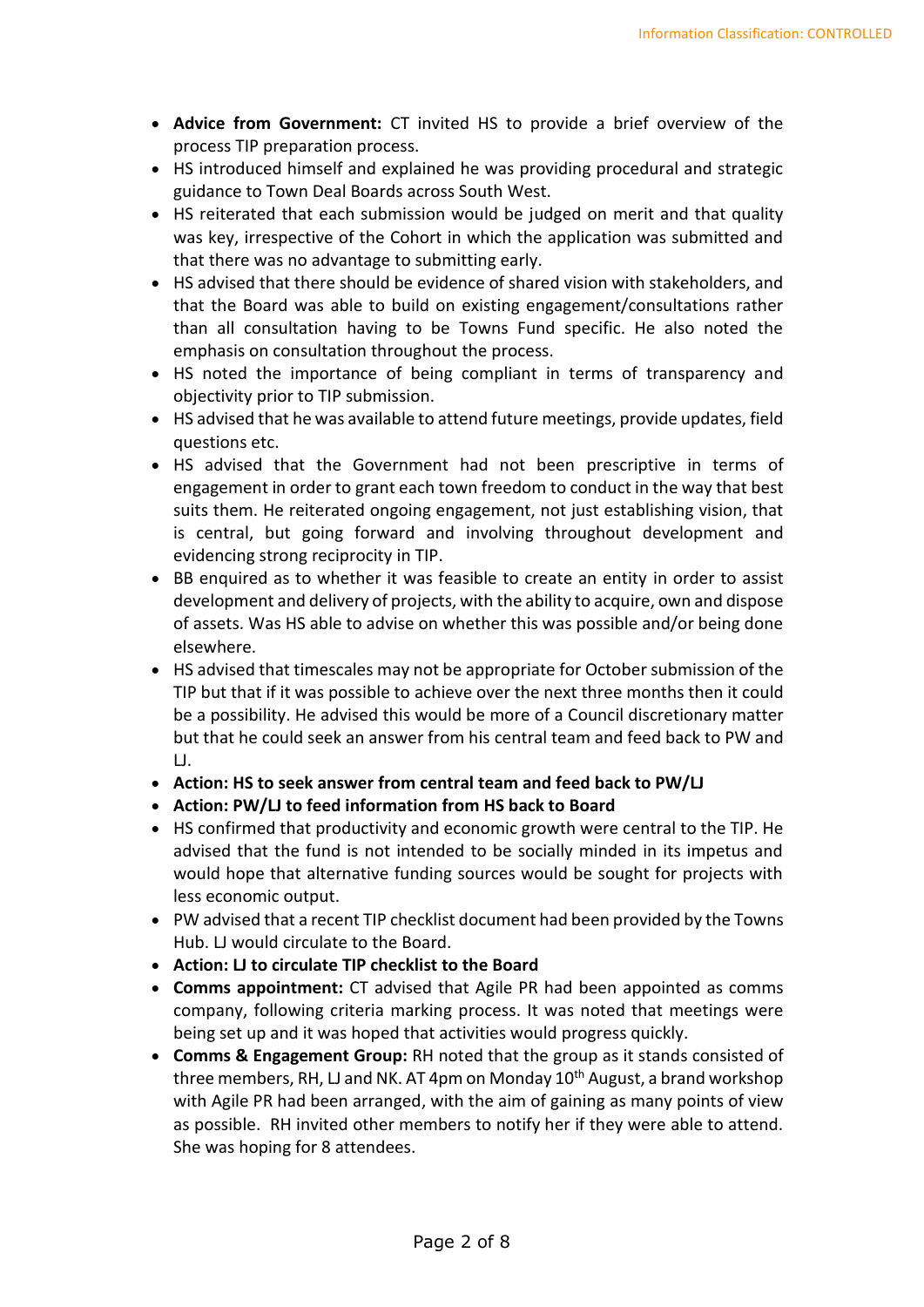- **Advice from Government:** CT invited HS to provide a brief overview of the process TIP preparation process.
- HS introduced himself and explained he was providing procedural and strategic guidance to Town Deal Boards across South West.
- HS reiterated that each submission would be judged on merit and that quality was key, irrespective of the Cohort in which the application was submitted and that there was no advantage to submitting early.
- HS advised that there should be evidence of shared vision with stakeholders, and that the Board was able to build on existing engagement/consultations rather than all consultation having to be Towns Fund specific. He also noted the emphasis on consultation throughout the process.
- HS noted the importance of being compliant in terms of transparency and objectivity prior to TIP submission.
- HS advised that he was available to attend future meetings, provide updates, field questions etc.
- HS advised that the Government had not been prescriptive in terms of engagement in order to grant each town freedom to conduct in the way that best suits them. He reiterated ongoing engagement, not just establishing vision, that is central, but going forward and involving throughout development and evidencing strong reciprocity in TIP.
- BB enquired as to whether it was feasible to create an entity in order to assist development and delivery of projects, with the ability to acquire, own and dispose of assets. Was HS able to advise on whether this was possible and/or being done elsewhere.
- HS advised that timescales may not be appropriate for October submission of the TIP but that if it was possible to achieve over the next three months then it could be a possibility. He advised this would be more of a Council discretionary matter but that he could seek an answer from his central team and feed back to PW and LJ.
- **Action: HS to seek answer from central team and feed back to PW/LJ**
- **Action: PW/LJ to feed information from HS back to Board**
- HS confirmed that productivity and economic growth were central to the TIP. He advised that the fund is not intended to be socially minded in its impetus and would hope that alternative funding sources would be sought for projects with less economic output.
- PW advised that a recent TIP checklist document had been provided by the Towns Hub. LJ would circulate to the Board.
- **Action: LJ to circulate TIP checklist to the Board**
- **Comms appointment:** CT advised that Agile PR had been appointed as comms company, following criteria marking process. It was noted that meetings were being set up and it was hoped that activities would progress quickly.
- **Comms & Engagement Group:** RH noted that the group as it stands consisted of three members, RH, LJ and NK. AT 4pm on Monday 10th August, a brand workshop with Agile PR had been arranged, with the aim of gaining as many points of view as possible. RH invited other members to notify her if they were able to attend. She was hoping for 8 attendees.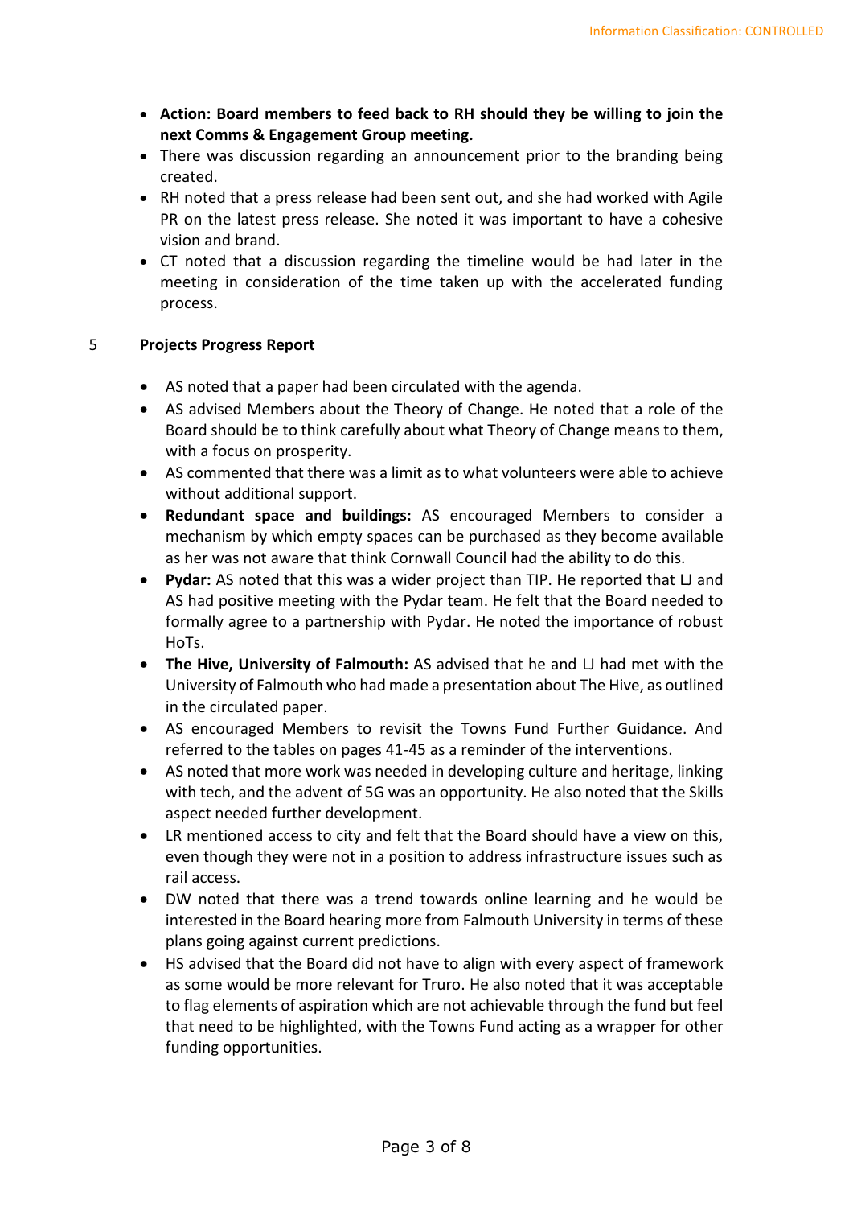- **Action: Board members to feed back to RH should they be willing to join the next Comms & Engagement Group meeting.**
- There was discussion regarding an announcement prior to the branding being created.
- RH noted that a press release had been sent out, and she had worked with Agile PR on the latest press release. She noted it was important to have a cohesive vision and brand.
- CT noted that a discussion regarding the timeline would be had later in the meeting in consideration of the time taken up with the accelerated funding process.

## 5 Projects Progress Report

- AS noted that a paper had been circulated with the agenda.
- AS advised Members about the Theory of Change. He noted that a role of the Board should be to think carefully about what Theory of Change means to them, with a focus on prosperity.
- AS commented that there was a limit as to what volunteers were able to achieve without additional support.
- **Redundant space and buildings:** AS encouraged Members to consider a mechanism by which empty spaces can be purchased as they become available as her was not aware that think Cornwall Council had the ability to do this.
- **Pydar:** AS noted that this was a wider project than TIP. He reported that LJ and AS had positive meeting with the Pydar team. He felt that the Board needed to formally agree to a partnership with Pydar. He noted the importance of robust HoTs.
- **The Hive, University of Falmouth:** AS advised that he and LJ had met with the University of Falmouth who had made a presentation about The Hive, as outlined in the circulated paper.
- AS encouraged Members to revisit the Towns Fund Further Guidance. And referred to the tables on pages 41-45 as a reminder of the interventions.
- AS noted that more work was needed in developing culture and heritage, linking with tech, and the advent of 5G was an opportunity. He also noted that the Skills aspect needed further development.
- LR mentioned access to city and felt that the Board should have a view on this, even though they were not in a position to address infrastructure issues such as rail access.
- DW noted that there was a trend towards online learning and he would be interested in the Board hearing more from Falmouth University in terms of these plans going against current predictions.
- HS advised that the Board did not have to align with every aspect of framework as some would be more relevant for Truro. He also noted that it was acceptable to flag elements of aspiration which are not achievable through the fund but feel that need to be highlighted, with the Towns Fund acting as a wrapper for other funding opportunities.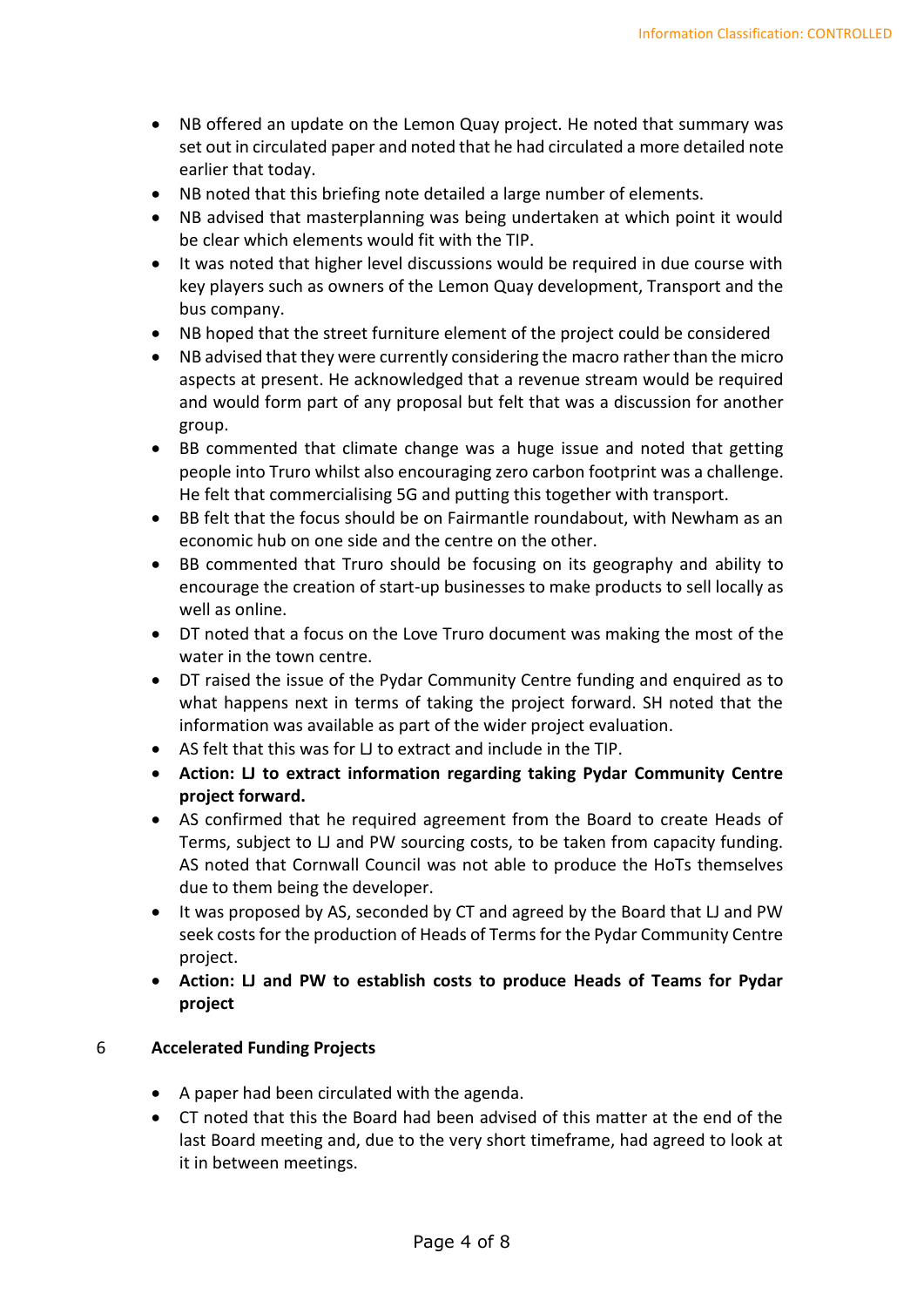- NB offered an update on the Lemon Quay project. He noted that summary was set out in circulated paper and noted that he had circulated a more detailed note earlier that today.
- NB noted that this briefing note detailed a large number of elements.
- NB advised that masterplanning was being undertaken at which point it would be clear which elements would fit with the TIP.
- It was noted that higher level discussions would be required in due course with key players such as owners of the Lemon Quay development, Transport and the bus company.
- NB hoped that the street furniture element of the project could be considered
- NB advised that they were currently considering the macro rather than the micro aspects at present. He acknowledged that a revenue stream would be required and would form part of any proposal but felt that was a discussion for another group.
- BB commented that climate change was a huge issue and noted that getting people into Truro whilst also encouraging zero carbon footprint was a challenge. He felt that commercialising 5G and putting this together with transport.
- BB felt that the focus should be on Fairmantle roundabout, with Newham as an economic hub on one side and the centre on the other.
- BB commented that Truro should be focusing on its geography and ability to encourage the creation of start-up businesses to make products to sell locally as well as online.
- DT noted that a focus on the Love Truro document was making the most of the water in the town centre.
- DT raised the issue of the Pydar Community Centre funding and enquired as to what happens next in terms of taking the project forward. SH noted that the information was available as part of the wider project evaluation.
- AS felt that this was for LJ to extract and include in the TIP.
- **Action: LJ to extract information regarding taking Pydar Community Centre project forward.**
- AS confirmed that he required agreement from the Board to create Heads of Terms, subject to LJ and PW sourcing costs, to be taken from capacity funding. AS noted that Cornwall Council was not able to produce the HoTs themselves due to them being the developer.
- It was proposed by AS, seconded by CT and agreed by the Board that LJ and PW seek costs for the production of Heads of Terms for the Pydar Community Centre project.
- **Action: LJ and PW to establish costs to produce Heads of Teams for Pydar project**

## 6 Accelerated Funding Projects

- A paper had been circulated with the agenda.
- CT noted that this the Board had been advised of this matter at the end of the last Board meeting and, due to the very short timeframe, had agreed to look at it in between meetings.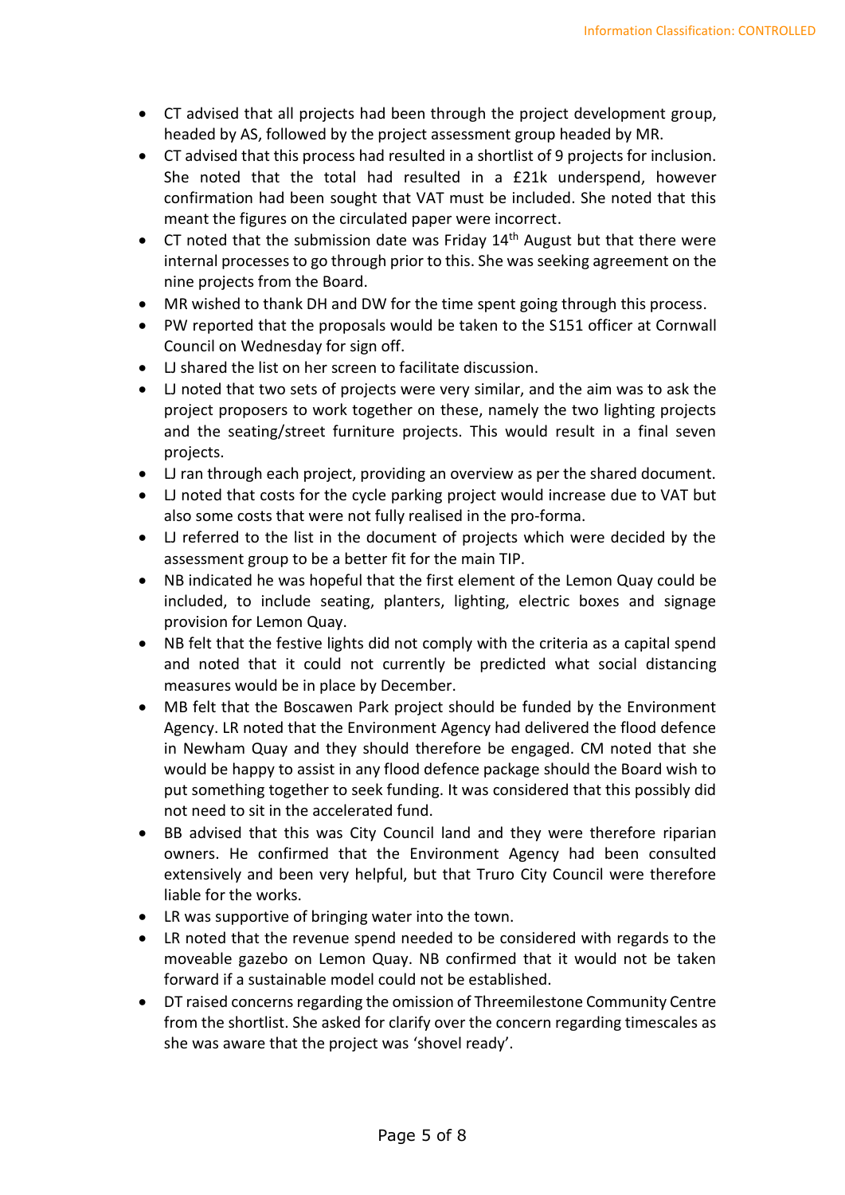- CT advised that all projects had been through the project development group, headed by AS, followed by the project assessment group headed by MR.
- CT advised that this process had resulted in a shortlist of 9 projects for inclusion. She noted that the total had resulted in a £21k underspend, however confirmation had been sought that VAT must be included. She noted that this meant the figures on the circulated paper were incorrect.
- CT noted that the submission date was Friday 14th August but that there were internal processes to go through prior to this. She was seeking agreement on the nine projects from the Board.
- MR wished to thank DH and DW for the time spent going through this process.
- PW reported that the proposals would be taken to the S151 officer at Cornwall Council on Wednesday for sign off.
- LJ shared the list on her screen to facilitate discussion.
- LJ noted that two sets of projects were very similar, and the aim was to ask the project proposers to work together on these, namely the two lighting projects and the seating/street furniture projects. This would result in a final seven projects.
- LJ ran through each project, providing an overview as per the shared document.
- LJ noted that costs for the cycle parking project would increase due to VAT but also some costs that were not fully realised in the pro-forma.
- LJ referred to the list in the document of projects which were decided by the assessment group to be a better fit for the main TIP.
- NB indicated he was hopeful that the first element of the Lemon Quay could be included, to include seating, planters, lighting, electric boxes and signage provision for Lemon Quay.
- NB felt that the festive lights did not comply with the criteria as a capital spend and noted that it could not currently be predicted what social distancing measures would be in place by December.
- MB felt that the Boscawen Park project should be funded by the Environment Agency. LR noted that the Environment Agency had delivered the flood defence in Newham Quay and they should therefore be engaged. CM noted that she would be happy to assist in any flood defence package should the Board wish to put something together to seek funding. It was considered that this possibly did not need to sit in the accelerated fund.
- BB advised that this was City Council land and they were therefore riparian owners. He confirmed that the Environment Agency had been consulted extensively and been very helpful, but that Truro City Council were therefore liable for the works.
- LR was supportive of bringing water into the town.
- LR noted that the revenue spend needed to be considered with regards to the moveable gazebo on Lemon Quay. NB confirmed that it would not be taken forward if a sustainable model could not be established.
- DT raised concerns regarding the omission of Threemilestone Community Centre from the shortlist. She asked for clarify over the concern regarding timescales as she was aware that the project was 'shovel ready'.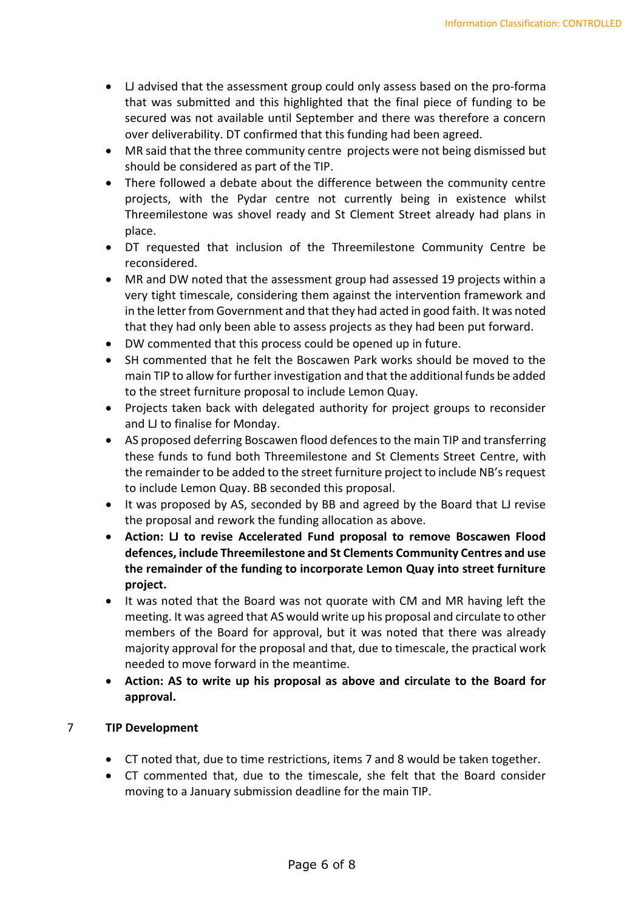- LJ advised that the assessment group could only assess based on the pro-forma that was submitted and this highlighted that the final piece of funding to be secured was not available until September and there was therefore a concern over deliverability. DT confirmed that this funding had been agreed.
- MR said that the three community centre projects were not being dismissed but should be considered as part of the TIP.
- There followed a debate about the difference between the community centre projects, with the Pydar centre not currently being in existence whilst Threemilestone was shovel ready and St Clement Street already had plans in place.
- DT requested that inclusion of the Threemilestone Community Centre be reconsidered.
- MR and DW noted that the assessment group had assessed 19 projects within a very tight timescale, considering them against the intervention framework and in the letter from Government and that they had acted in good faith. It was noted that they had only been able to assess projects as they had been put forward.
- DW commented that this process could be opened up in future.
- SH commented that he felt the Boscawen Park works should be moved to the main TIP to allow for further investigation and that the additional funds be added to the street furniture proposal to include Lemon Quay.
- Projects taken back with delegated authority for project groups to reconsider and LJ to finalise for Monday.
- AS proposed deferring Boscawen flood defences to the main TIP and transferring these funds to fund both Threemilestone and St Clements Street Centre, with the remainder to be added to the street furniture project to include NB's request to include Lemon Quay. BB seconded this proposal.
- It was proposed by AS, seconded by BB and agreed by the Board that LJ revise the proposal and rework the funding allocation as above.
- **Action: LJ to revise Accelerated Fund proposal to remove Boscawen Flood defences, include Threemilestone and St Clements Community Centres and use the remainder of the funding to incorporate Lemon Quay into street furniture project.**
- It was noted that the Board was not quorate with CM and MR having left the meeting. It was agreed that AS would write up his proposal and circulate to other members of the Board for approval, but it was noted that there was already majority approval for the proposal and that, due to timescale, the practical work needed to move forward in the meantime.
- **Action: AS to write up his proposal as above and circulate to the Board for approval.**

## 7 TIP Development

- CT noted that, due to time restrictions, items 7 and 8 would be taken together.
- CT commented that, due to the timescale, she felt that the Board consider moving to a January submission deadline for the main TIP.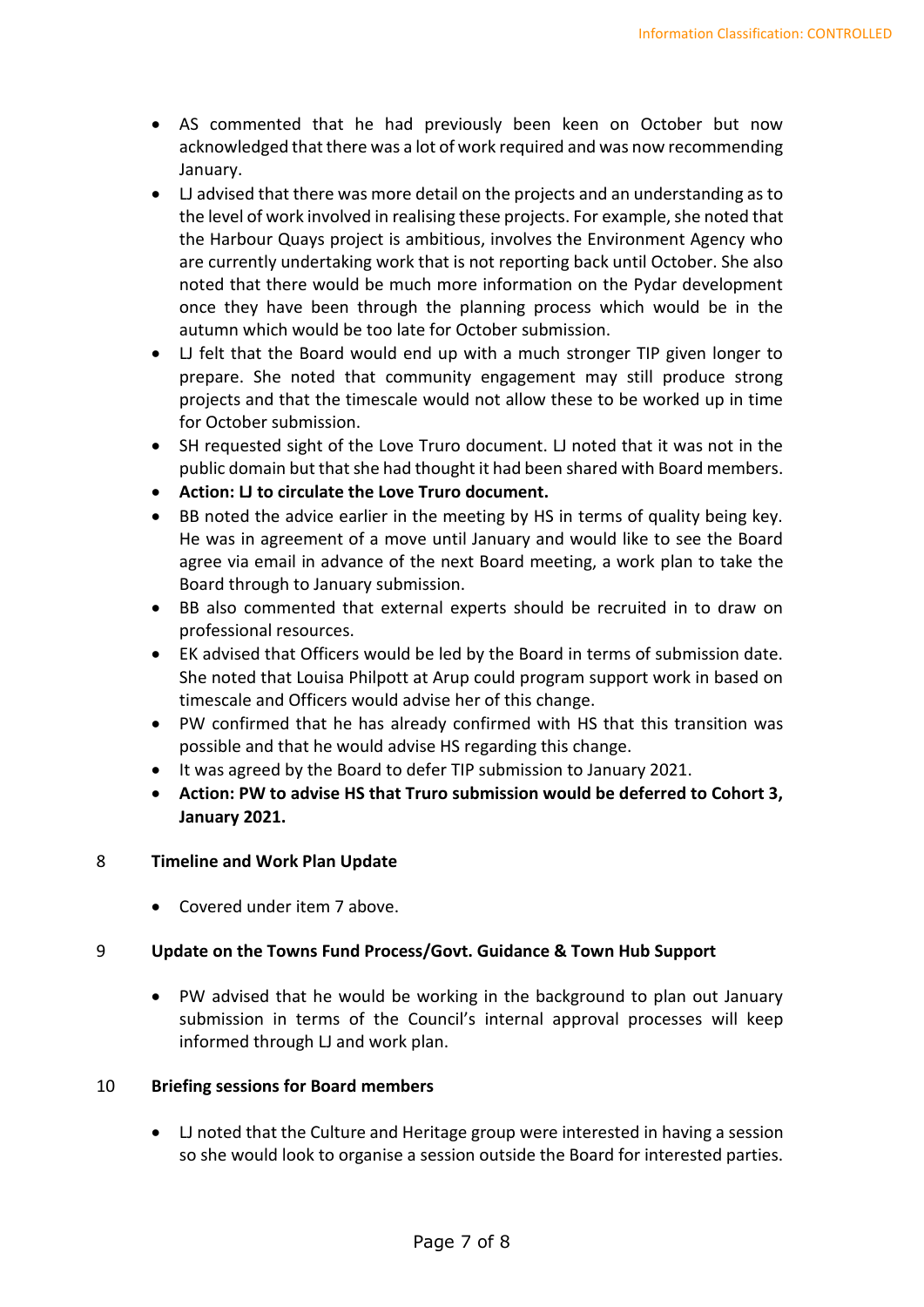- AS commented that he had previously been keen on October but now acknowledged that there was a lot of work required and was now recommending January.
- LJ advised that there was more detail on the projects and an understanding as to the level of work involved in realising these projects. For example, she noted that the Harbour Quays project is ambitious, involves the Environment Agency who are currently undertaking work that is not reporting back until October. She also noted that there would be much more information on the Pydar development once they have been through the planning process which would be in the autumn which would be too late for October submission.
- LJ felt that the Board would end up with a much stronger TIP given longer to prepare. She noted that community engagement may still produce strong projects and that the timescale would not allow these to be worked up in time for October submission.
- SH requested sight of the Love Truro document. LJ noted that it was not in the public domain but that she had thought it had been shared with Board members.
- **Action: LJ to circulate the Love Truro document.**
- BB noted the advice earlier in the meeting by HS in terms of quality being key. He was in agreement of a move until January and would like to see the Board agree via email in advance of the next Board meeting, a work plan to take the Board through to January submission.
- BB also commented that external experts should be recruited in to draw on professional resources.
- EK advised that Officers would be led by the Board in terms of submission date. She noted that Louisa Philpott at Arup could program support work in based on timescale and Officers would advise her of this change.
- PW confirmed that he has already confirmed with HS that this transition was possible and that he would advise HS regarding this change.
- It was agreed by the Board to defer TIP submission to January 2021.
- **Action: PW to advise HS that Truro submission would be deferred to Cohort 3, January 2021.**

## 8 Timeline and Work Plan Update

- Covered under item 7 above.

## 9 Update on the Towns Fund Process/Govt. Guidance & Town Hub Support

- PW advised that he would be working in the background to plan out January submission in terms of the Council's internal approval processes will keep informed through LJ and work plan.

## 10 Briefing sessions for Board members

- LJ noted that the Culture and Heritage group were interested in having a session so she would look to organise a session outside the Board for interested parties.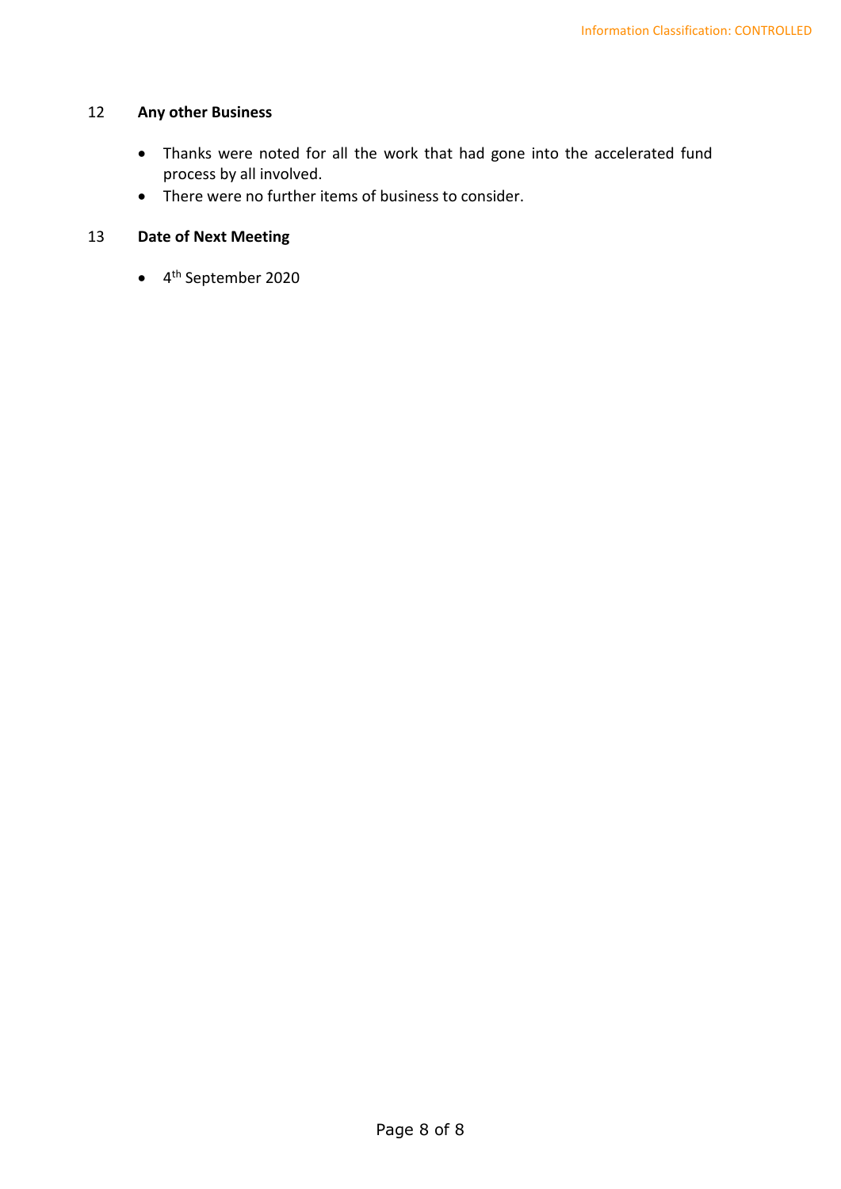## 12 Any other Business

- Thanks were noted for all the work that had gone into the accelerated fund process by all involved.
- There were no further items of business to consider.

## 13 Date of Next Meeting

- 4th September 2020